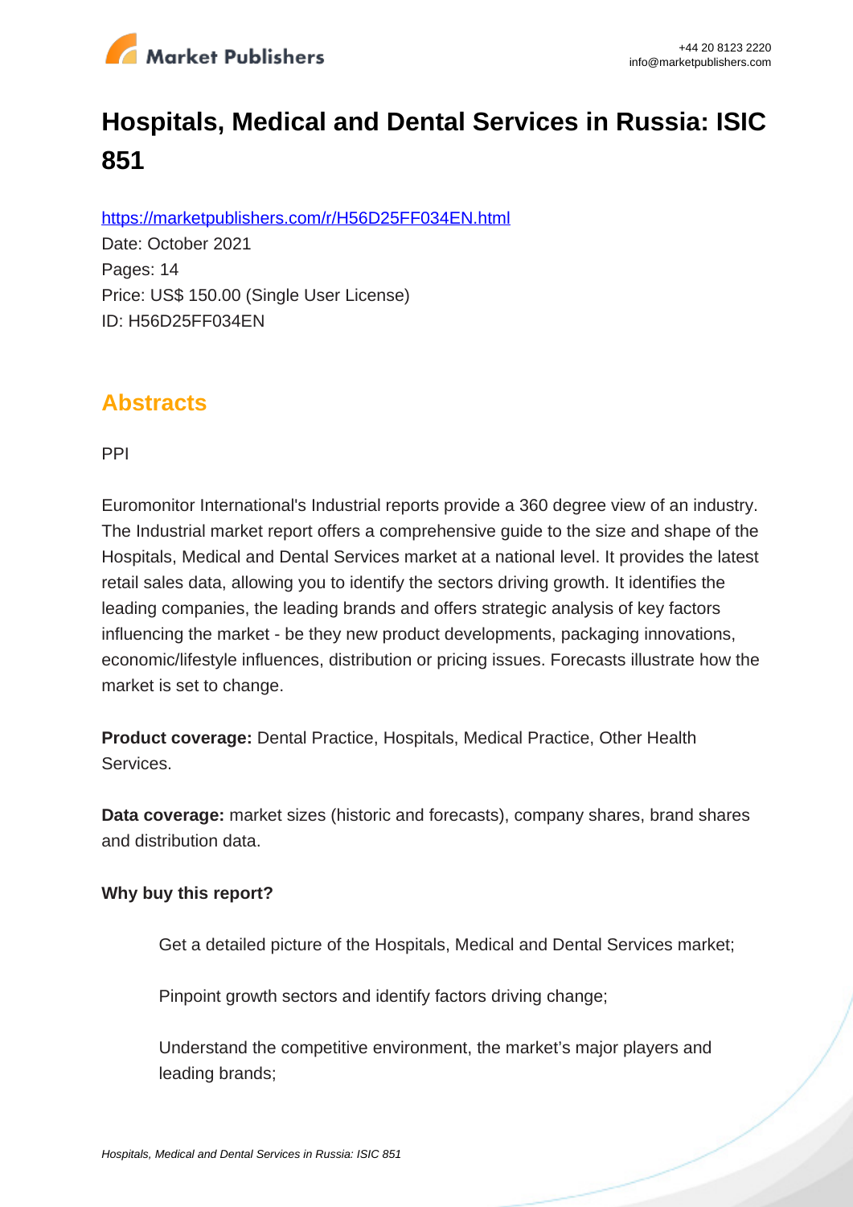# Hospitals, Medical and Dental Services in Russia: ISIC 851

https://marketpublishers.com/r/H56D25FF034EN.html

Date: October 2021

Pages: 14

Price: US$ 150.00 (Single User License)

ID: H56D25FF034EN

## Abstracts

PPI

Euromonitor International's Industrial reports provide a 360 degree view of an industry. The Industrial market report offers a comprehensive guide to the size and shape of the Hospitals, Medical and Dental Services market at a national level. It provides the latest retail sales data, allowing you to identify the sectors driving growth. It identifies the leading companies, the leading brands and offers strategic analysis of key factors influencing the market - be they new product developments, packaging innovations, economic/lifestyle influences, distribution or pricing issues. Forecasts illustrate how the market is set to change.

**Product coverage:** Dental Practice, Hospitals, Medical Practice, Other Health Services.

**Data coverage:** market sizes (historic and forecasts), company shares, brand shares and distribution data.

**Why buy this report?**

- Get a detailed picture of the Hospitals, Medical and Dental Services market;
- Pinpoint growth sectors and identify factors driving change;
- Understand the competitive environment, the market's major players and leading brands;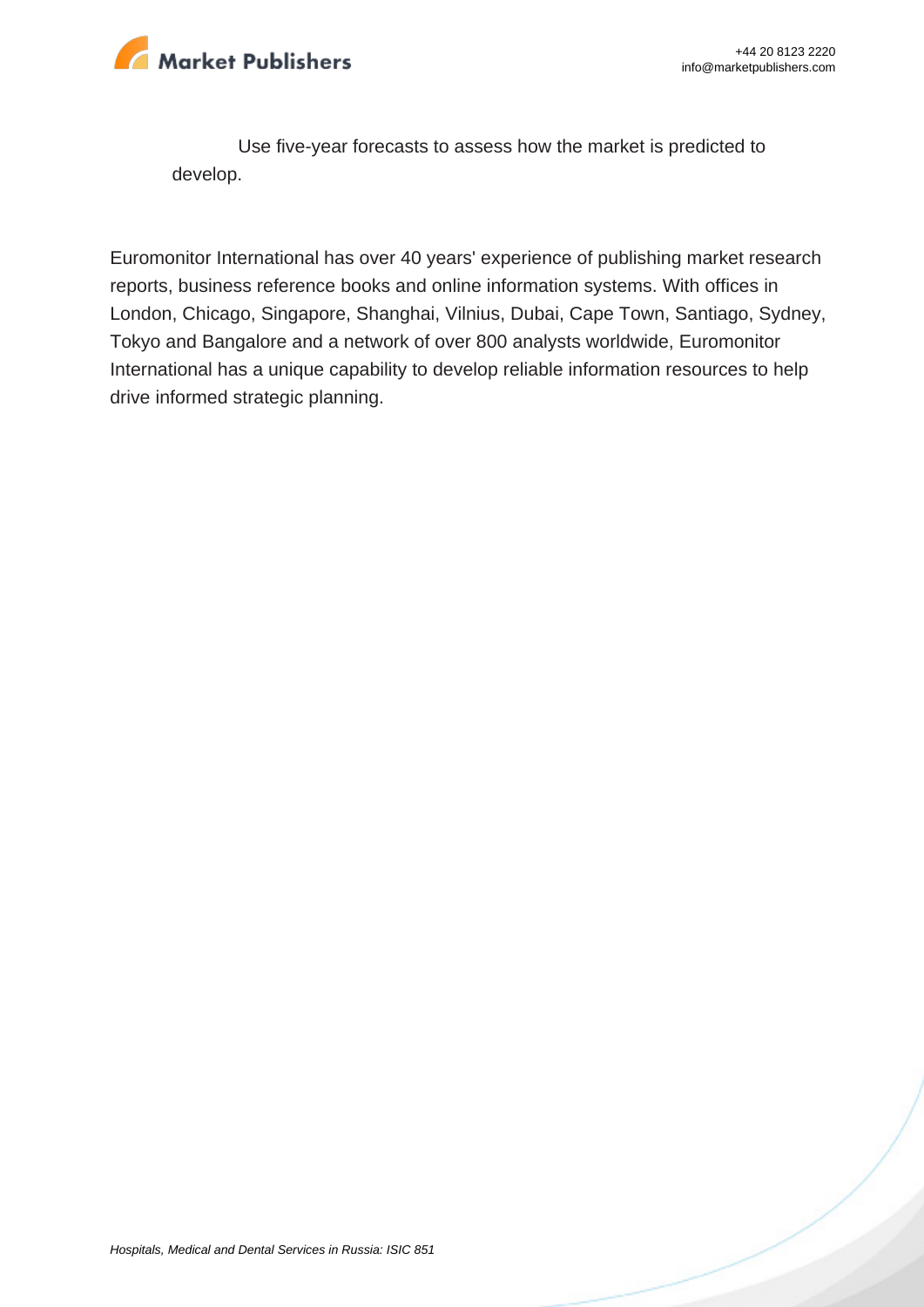Use five-year forecasts to assess how the market is predicted to develop.

Euromonitor International has over 40 years' experience of publishing market research reports, business reference books and online information systems. With offices in London, Chicago, Singapore, Shanghai, Vilnius, Dubai, Cape Town, Santiago, Sydney, Tokyo and Bangalore and a network of over 800 analysts worldwide, Euromonitor International has a unique capability to develop reliable information resources to help drive informed strategic planning.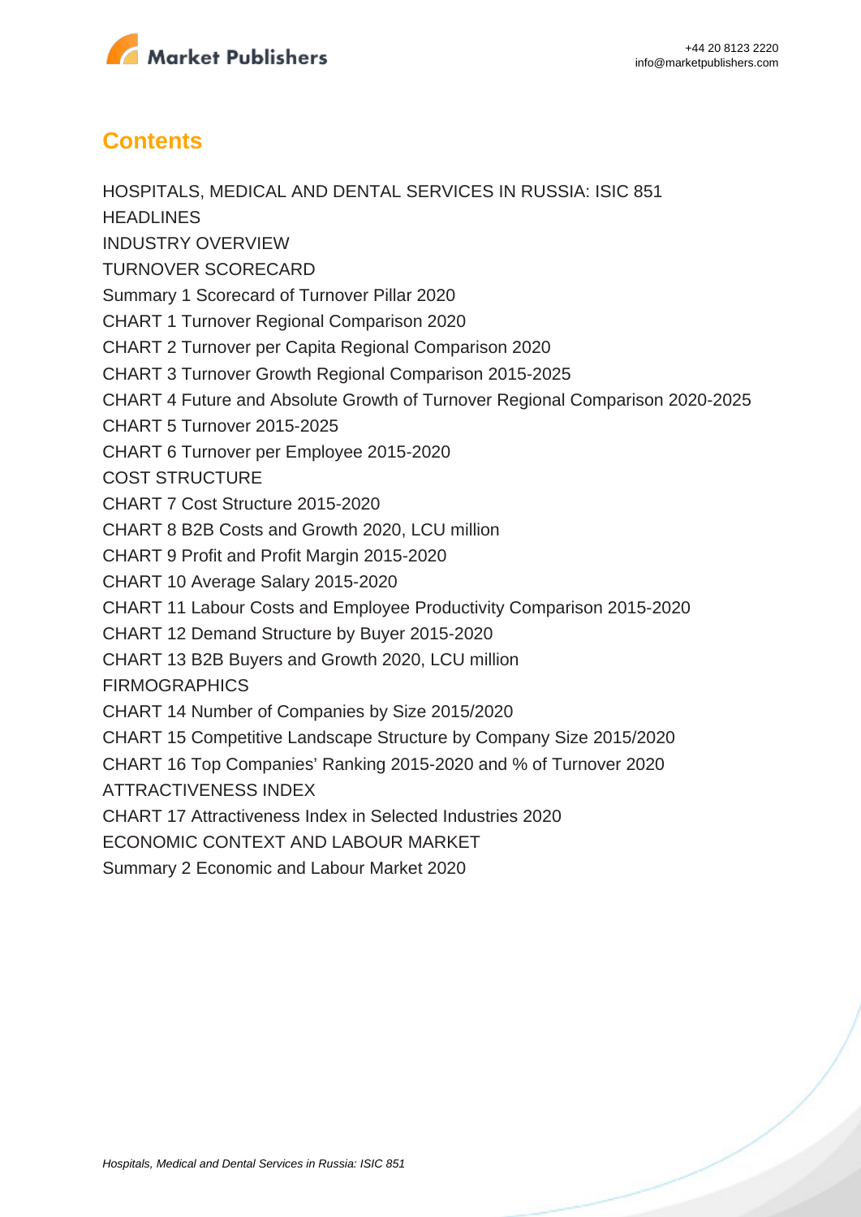## Contents

HOSPITALS, MEDICAL AND DENTAL SERVICES IN RUSSIA: ISIC 851

HEADLINES

INDUSTRY OVERVIEW

TURNOVER SCORECARD

Summary 1 Scorecard of Turnover Pillar 2020

CHART 1 Turnover Regional Comparison 2020

CHART 2 Turnover per Capita Regional Comparison 2020

CHART 3 Turnover Growth Regional Comparison 2015-2025

CHART 4 Future and Absolute Growth of Turnover Regional Comparison 2020-2025

CHART 5 Turnover 2015-2025

CHART 6 Turnover per Employee 2015-2020

COST STRUCTURE

CHART 7 Cost Structure 2015-2020

CHART 8 B2B Costs and Growth 2020, LCU million

CHART 9 Profit and Profit Margin 2015-2020

CHART 10 Average Salary 2015-2020

CHART 11 Labour Costs and Employee Productivity Comparison 2015-2020

CHART 12 Demand Structure by Buyer 2015-2020

CHART 13 B2B Buyers and Growth 2020, LCU million

FIRMOGRAPHICS

CHART 14 Number of Companies by Size 2015/2020

CHART 15 Competitive Landscape Structure by Company Size 2015/2020

CHART 16 Top Companies' Ranking 2015-2020 and % of Turnover 2020

ATTRACTIVENESS INDEX

CHART 17 Attractiveness Index in Selected Industries 2020

ECONOMIC CONTEXT AND LABOUR MARKET

Summary 2 Economic and Labour Market 2020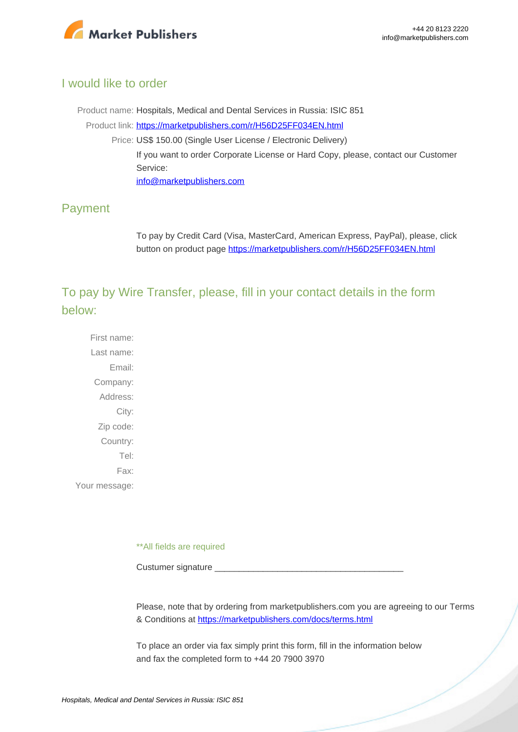## I would like to order

Product name: Hospitals, Medical and Dental Services in Russia: ISIC 851

Product link: [https://marketpublishers.com/r/H56D25FF034EN.html](https://marketpublishers.com/r/H56D25FF034EN.html)

Price: US$ 150.00 (Single User License / Electronic Delivery)

If you want to order Corporate License or Hard Copy, please, contact our Customer Service:

[info@marketpublishers.com](mailto:info@marketpublishers.com)

## Payment

To pay by Credit Card (Visa, MasterCard, American Express, PayPal), please, click button on product page [https://marketpublishers.com/r/H56D25FF034EN.html](https://marketpublishers.com/r/H56D25FF034EN.html)

## To pay by Wire Transfer, please, fill in your contact details in the form below:

First name:

Last name:

Email:

Company:

Address:

City:

Zip code:

Country:

Tel:

Fax:

Your message:

**All fields are required

Custumer signature _______________________________________

Please, note that by ordering from marketpublishers.com you are agreeing to our Terms & Conditions at [https://marketpublishers.com/docs/terms.html](https://marketpublishers.com/docs/terms.html)

To place an order via fax simply print this form, fill in the information below and fax the completed form to +44 20 7900 3970